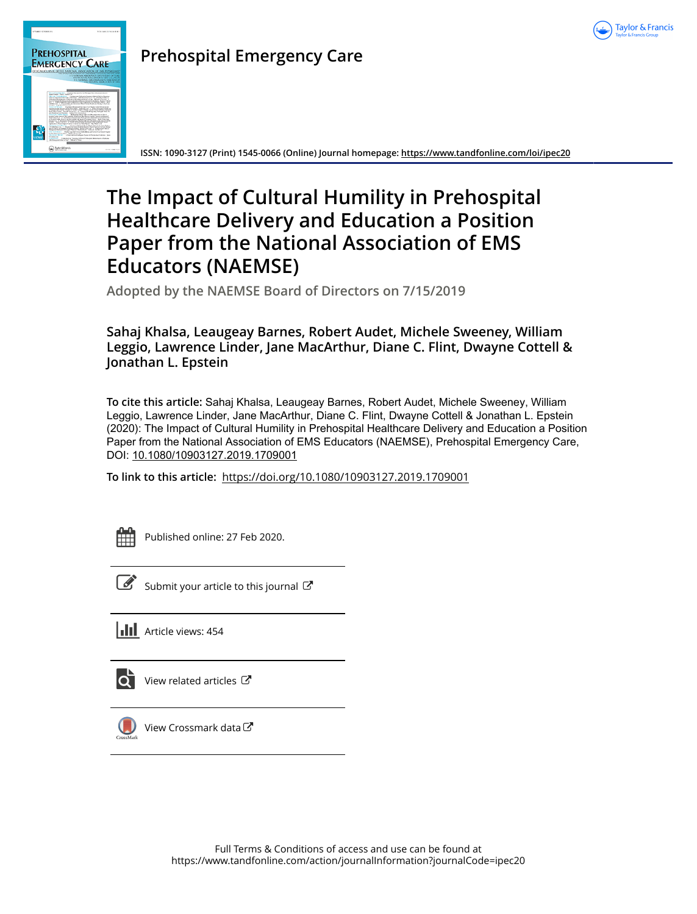**Prehospital Emergency Care**

ISSN: 1090-3127 (Print) 1545-0066 (Online) Journal homepage: https://www.tandfonline.com/loi/ipec20

# The Impact of Cultural Humility in Prehospital Healthcare Delivery and Education a Position Paper from the National Association of EMS Educators (NAEMSE)

**Adopted by the NAEMSE Board of Directors on 7/15/2019**

**Sahaj Khalsa, Leaugeay Barnes, Robert Audet, Michele Sweeney, William Leggio, Lawrence Linder, Jane MacArthur, Diane C. Flint, Dwayne Cottell & Jonathan L. Epstein**

**To cite this article:** Sahaj Khalsa, Leaugeay Barnes, Robert Audet, Michele Sweeney, William Leggio, Lawrence Linder, Jane MacArthur, Diane C. Flint, Dwayne Cottell & Jonathan L. Epstein (2020): The Impact of Cultural Humility in Prehospital Healthcare Delivery and Education a Position Paper from the National Association of EMS Educators (NAEMSE), Prehospital Emergency Care, DOI: 10.1080/10903127.2019.1709001

**To link to this article:** https://doi.org/10.1080/10903127.2019.1709001

Published online: 27 Feb 2020.

Submit your article to this journal

Article views: 454

View related articles

View Crossmark data

Full Terms & Conditions of access and use can be found at https://www.tandfonline.com/action/journalInformation?journalCode=ipec20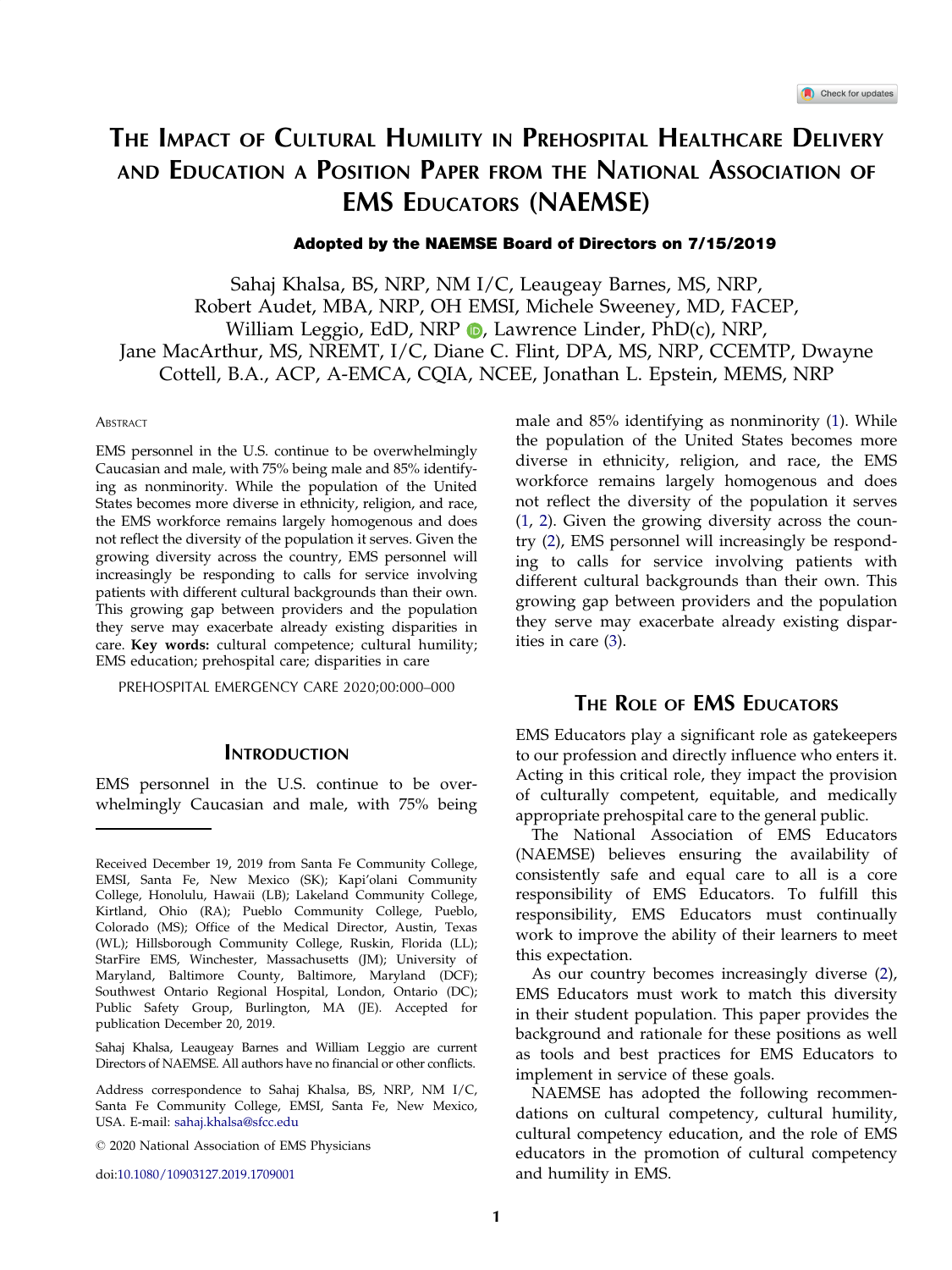# The Impact of Cultural Humility in Prehospital Healthcare Delivery and Education a Position Paper from the National Association of EMS Educators (NAEMSE)

**Adopted by the NAEMSE Board of Directors on 7/15/2019**

Sahaj Khalsa, BS, NRP, NM I/C, Leaugeay Barnes, MS, NRP, Robert Audet, MBA, NRP, OH EMSI, Michele Sweeney, MD, FACEP, William Leggio, EdD, NRP, Lawrence Linder, PhD(c), NRP, Jane MacArthur, MS, NREMT, I/C, Diane C. Flint, DPA, MS, NRP, CCEMTP, Dwayne Cottell, B.A., ACP, A-EMCA, CQIA, NCEE, Jonathan L. Epstein, MEMS, NRP

## Abstract

EMS personnel in the U.S. continue to be overwhelmingly Caucasian and male, with 75% being male and 85% identifying as nonminority. While the population of the United States becomes more diverse in ethnicity, religion, and race, the EMS workforce remains largely homogenous and does not reflect the diversity of the population it serves. Given the growing diversity across the country, EMS personnel will increasingly be responding to calls for service involving patients with different cultural backgrounds than their own. This growing gap between providers and the population they serve may exacerbate already existing disparities in care. **Key words:** cultural competence; cultural humility; EMS education; prehospital care; disparities in care

PREHOSPITAL EMERGENCY CARE 2020;00:000–000

## Introduction

EMS personnel in the U.S. continue to be overwhelmingly Caucasian and male, with 75% being male and 85% identifying as nonminority (1). While the population of the United States becomes more diverse in ethnicity, religion, and race, the EMS workforce remains largely homogenous and does not reflect the diversity of the population it serves (1, 2). Given the growing diversity across the country (2), EMS personnel will increasingly be responding to calls for service involving patients with different cultural backgrounds than their own. This growing gap between providers and the population they serve may exacerbate already existing disparities in care (3).

## The Role of EMS Educators

EMS Educators play a significant role as gatekeepers to our profession and directly influence who enters it. Acting in this critical role, they impact the provision of culturally competent, equitable, and medically appropriate prehospital care to the general public.

The National Association of EMS Educators (NAEMSE) believes ensuring the availability of consistently safe and equal care to all is a core responsibility of EMS Educators. To fulfill this responsibility, EMS Educators must continually work to improve the ability of their learners to meet this expectation.

As our country becomes increasingly diverse (2), EMS Educators must work to match this diversity in their student population. This paper provides the background and rationale for these positions as well as tools and best practices for EMS Educators to implement in service of these goals.

NAEMSE has adopted the following recommendations on cultural competency, cultural humility, cultural competency education, and the role of EMS educators in the promotion of cultural competency and humility in EMS.

---

Received December 19, 2019 from Santa Fe Community College, EMSI, Santa Fe, New Mexico (SK); Kapi'olani Community College, Honolulu, Hawaii (LB); Lakeland Community College, Kirtland, Ohio (RA); Pueblo Community College, Pueblo, Colorado (MS); Office of the Medical Director, Austin, Texas (WL); Hillsborough Community College, Ruskin, Florida (LL); StarFire EMS, Winchester, Massachusetts (JM); University of Maryland, Baltimore County, Baltimore, Maryland (DCF); Southwest Ontario Regional Hospital, London, Ontario (DC); Public Safety Group, Burlington, MA (JE). Accepted for publication December 20, 2019.

Sahaj Khalsa, Leaugeay Barnes and William Leggio are current Directors of NAEMSE. All authors have no financial or other conflicts.

Address correspondence to Sahaj Khalsa, BS, NRP, NM I/C, Santa Fe Community College, EMSI, Santa Fe, New Mexico, USA. E-mail: sahaj.khalsa@sfcc.edu

© 2020 National Association of EMS Physicians

doi:10.1080/10903127.2019.1709001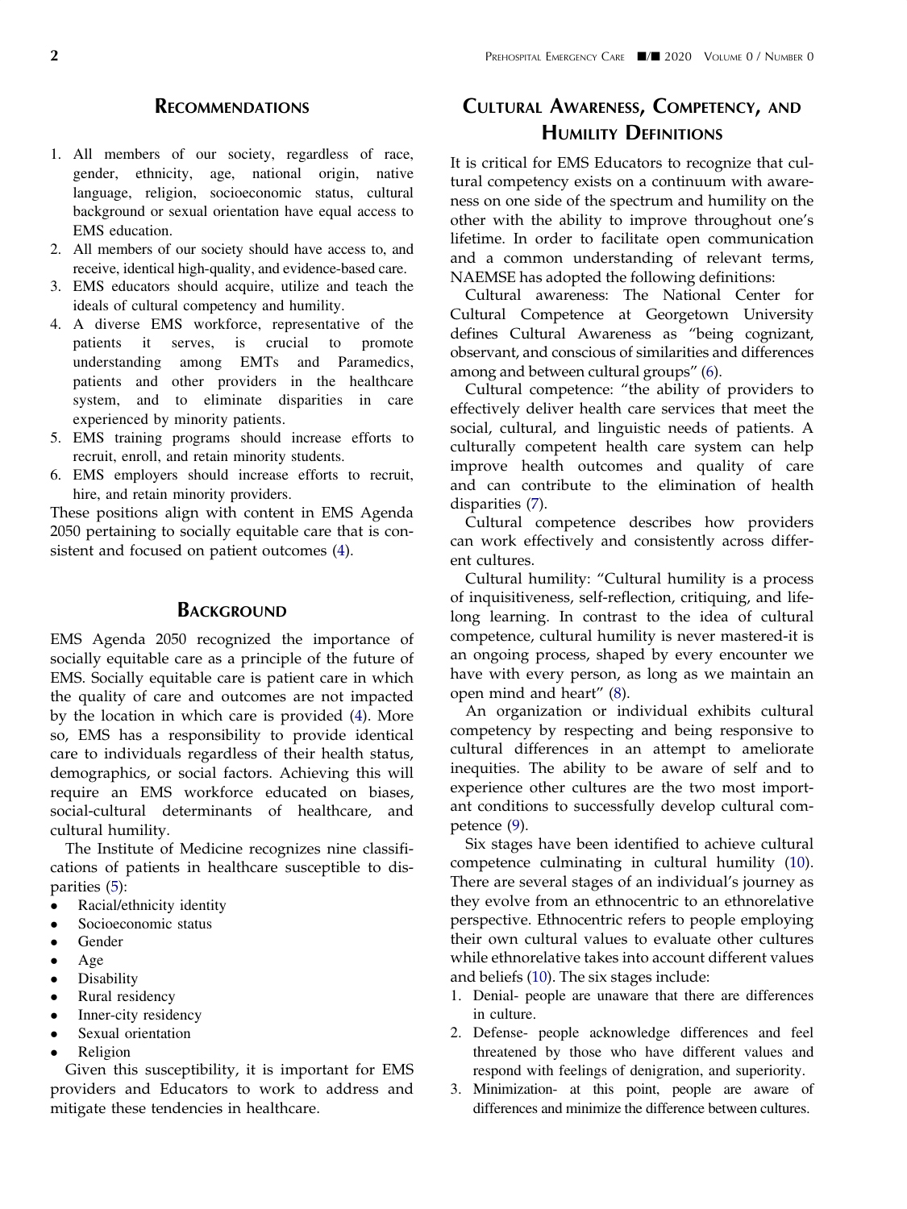## Recommendations

1. All members of our society, regardless of race, gender, ethnicity, age, national origin, native language, religion, socioeconomic status, cultural background or sexual orientation have equal access to EMS education.
2. All members of our society should have access to, and receive, identical high-quality, and evidence-based care.
3. EMS educators should acquire, utilize and teach the ideals of cultural competency and humility.
4. A diverse EMS workforce, representative of the patients it serves, is crucial to promote understanding among EMTs and Paramedics, patients and other providers in the healthcare system, and to eliminate disparities in care experienced by minority patients.
5. EMS training programs should increase efforts to recruit, enroll, and retain minority students.
6. EMS employers should increase efforts to recruit, hire, and retain minority providers.

These positions align with content in EMS Agenda 2050 pertaining to socially equitable care that is consistent and focused on patient outcomes (4).

## Background

EMS Agenda 2050 recognized the importance of socially equitable care as a principle of the future of EMS. Socially equitable care is patient care in which the quality of care and outcomes are not impacted by the location in which care is provided (4). More so, EMS has a responsibility to provide identical care to individuals regardless of their health status, demographics, or social factors. Achieving this will require an EMS workforce educated on biases, social-cultural determinants of healthcare, and cultural humility.

The Institute of Medicine recognizes nine classifications of patients in healthcare susceptible to disparities (5):

- Racial/ethnicity identity
- Socioeconomic status
- Gender
- Age
- Disability
- Rural residency
- Inner-city residency
- Sexual orientation
- Religion

Given this susceptibility, it is important for EMS providers and Educators to work to address and mitigate these tendencies in healthcare.

## Cultural Awareness, Competency, and Humility Definitions

It is critical for EMS Educators to recognize that cultural competency exists on a continuum with awareness on one side of the spectrum and humility on the other with the ability to improve throughout one's lifetime. In order to facilitate open communication and a common understanding of relevant terms, NAEMSE has adopted the following definitions:

Cultural awareness: The National Center for Cultural Competence at Georgetown University defines Cultural Awareness as "being cognizant, observant, and conscious of similarities and differences among and between cultural groups" (6).

Cultural competence: "the ability of providers to effectively deliver health care services that meet the social, cultural, and linguistic needs of patients. A culturally competent health care system can help improve health outcomes and quality of care and can contribute to the elimination of health disparities (7).

Cultural competence describes how providers can work effectively and consistently across different cultures.

Cultural humility: "Cultural humility is a process of inquisitiveness, self-reflection, critiquing, and lifelong learning. In contrast to the idea of cultural competence, cultural humility is never mastered-it is an ongoing process, shaped by every encounter we have with every person, as long as we maintain an open mind and heart" (8).

An organization or individual exhibits cultural competency by respecting and being responsive to cultural differences in an attempt to ameliorate inequities. The ability to be aware of self and to experience other cultures are the two most important conditions to successfully develop cultural competence (9).

Six stages have been identified to achieve cultural competence culminating in cultural humility (10). There are several stages of an individual's journey as they evolve from an ethnocentric to an ethnorelative perspective. Ethnocentric refers to people employing their own cultural values to evaluate other cultures while ethnorelative takes into account different values and beliefs (10). The six stages include:

1. Denial- people are unaware that there are differences in culture.
2. Defense- people acknowledge differences and feel threatened by those who have different values and respond with feelings of denigration, and superiority.
3. Minimization- at this point, people are aware of differences and minimize the difference between cultures.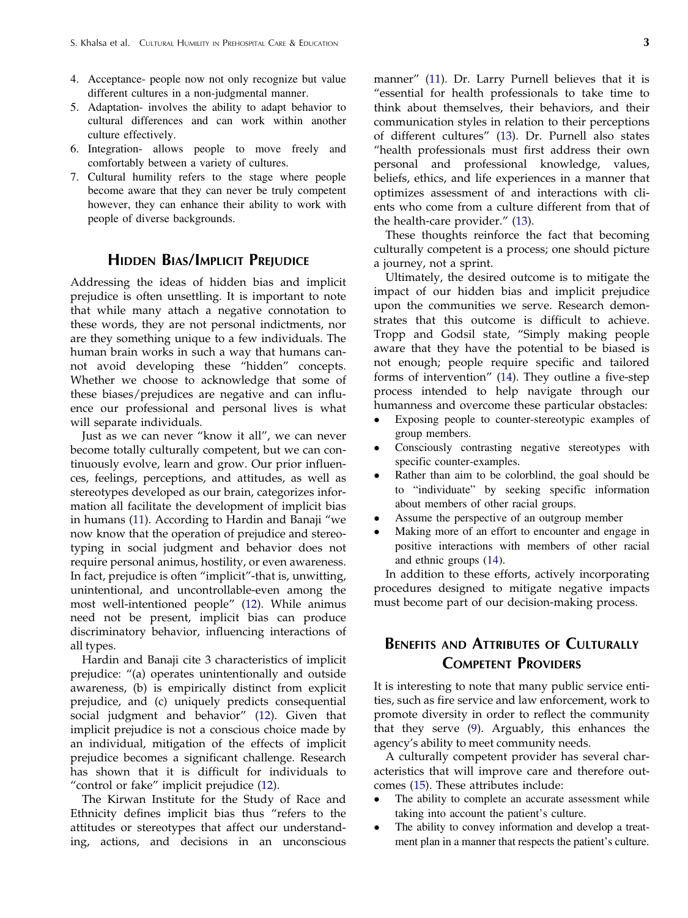4. Acceptance- people now not only recognize but value different cultures in a non-judgmental manner.
5. Adaptation- involves the ability to adapt behavior to cultural differences and can work within another culture effectively.
6. Integration- allows people to move freely and comfortably between a variety of cultures.
7. Cultural humility refers to the stage where people become aware that they can never be truly competent however, they can enhance their ability to work with people of diverse backgrounds.

## Hidden Bias/Implicit Prejudice

Addressing the ideas of hidden bias and implicit prejudice is often unsettling. It is important to note that while many attach a negative connotation to these words, they are not personal indictments, nor are they something unique to a few individuals. The human brain works in such a way that humans cannot avoid developing these "hidden" concepts. Whether we choose to acknowledge that some of these biases/prejudices are negative and can influence our professional and personal lives is what will separate individuals.

Just as we can never "know it all", we can never become totally culturally competent, but we can continuously evolve, learn and grow. Our prior influences, feelings, perceptions, and attitudes, as well as stereotypes developed as our brain, categorizes information all facilitate the development of implicit bias in humans (11). According to Hardin and Banaji "we now know that the operation of prejudice and stereotyping in social judgment and behavior does not require personal animus, hostility, or even awareness. In fact, prejudice is often "implicit"-that is, unwitting, unintentional, and uncontrollable-even among the most well-intentioned people" (12). While animus need not be present, implicit bias can produce discriminatory behavior, influencing interactions of all types.

Hardin and Banaji cite 3 characteristics of implicit prejudice: "(a) operates unintentionally and outside awareness, (b) is empirically distinct from explicit prejudice, and (c) uniquely predicts consequential social judgment and behavior" (12). Given that implicit prejudice is not a conscious choice made by an individual, mitigation of the effects of implicit prejudice becomes a significant challenge. Research has shown that it is difficult for individuals to "control or fake" implicit prejudice (12).

The Kirwan Institute for the Study of Race and Ethnicity defines implicit bias thus "refers to the attitudes or stereotypes that affect our understanding, actions, and decisions in an unconscious manner" (11). Dr. Larry Purnell believes that it is "essential for health professionals to take time to think about themselves, their behaviors, and their communication styles in relation to their perceptions of different cultures" (13). Dr. Purnell also states "health professionals must first address their own personal and professional knowledge, values, beliefs, ethics, and life experiences in a manner that optimizes assessment of and interactions with clients who come from a culture different from that of the health-care provider." (13).

These thoughts reinforce the fact that becoming culturally competent is a process; one should picture a journey, not a sprint.

Ultimately, the desired outcome is to mitigate the impact of our hidden bias and implicit prejudice upon the communities we serve. Research demonstrates that this outcome is difficult to achieve. Tropp and Godsil state, "Simply making people aware that they have the potential to be biased is not enough; people require specific and tailored forms of intervention" (14). They outline a five-step process intended to help navigate through our humanness and overcome these particular obstacles:

- Exposing people to counter-stereotypic examples of group members.
- Consciously contrasting negative stereotypes with specific counter-examples.
- Rather than aim to be colorblind, the goal should be to "individuate" by seeking specific information about members of other racial groups.
- Assume the perspective of an outgroup member
- Making more of an effort to encounter and engage in positive interactions with members of other racial and ethnic groups (14).

In addition to these efforts, actively incorporating procedures designed to mitigate negative impacts must become part of our decision-making process.

## Benefits and Attributes of Culturally Competent Providers

It is interesting to note that many public service entities, such as fire service and law enforcement, work to promote diversity in order to reflect the community that they serve (9). Arguably, this enhances the agency's ability to meet community needs.

A culturally competent provider has several characteristics that will improve care and therefore outcomes (15). These attributes include:

- The ability to complete an accurate assessment while taking into account the patient's culture.
- The ability to convey information and develop a treatment plan in a manner that respects the patient's culture.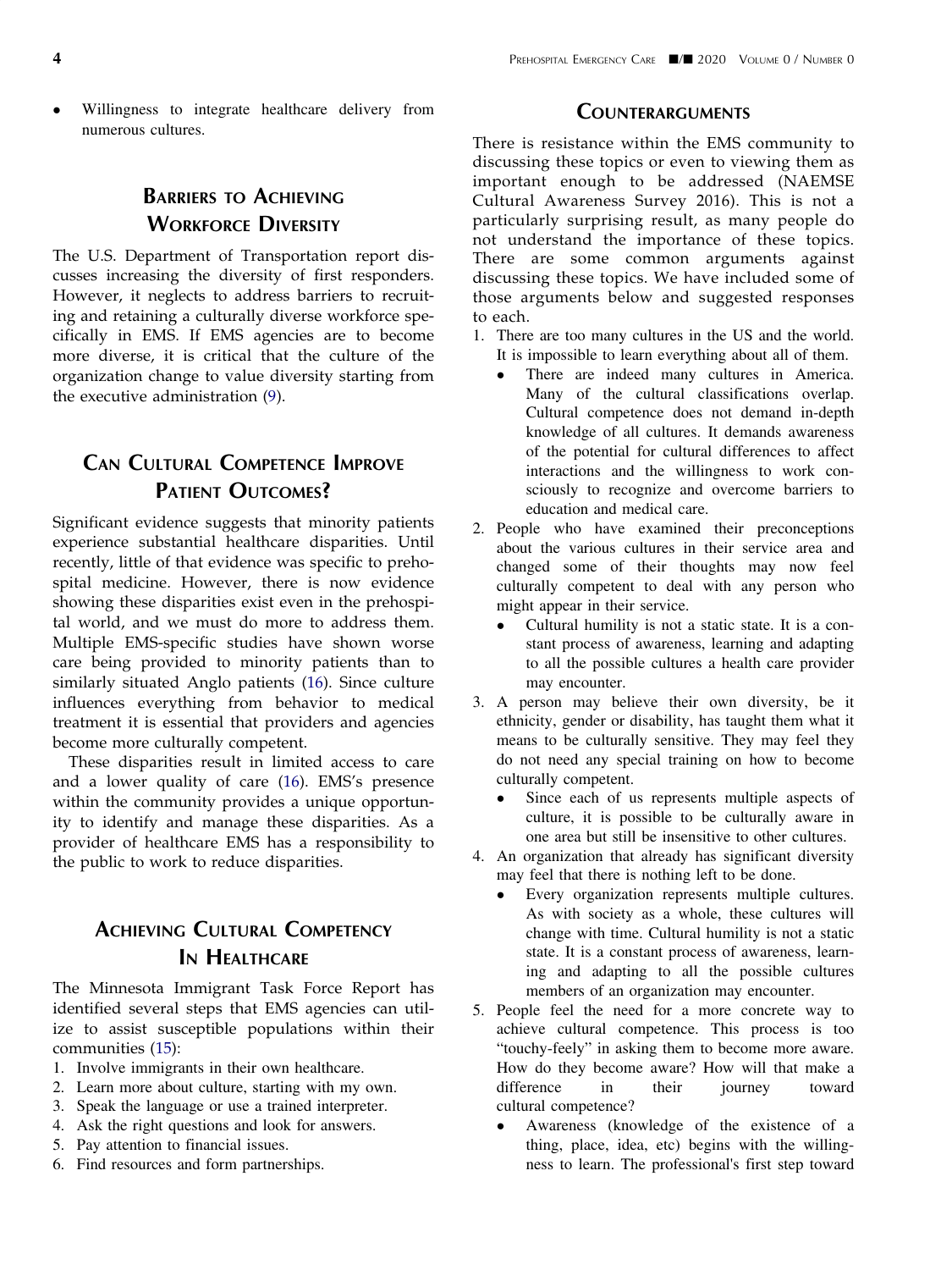- Willingness to integrate healthcare delivery from numerous cultures.

## Barriers to Achieving Workforce Diversity

The U.S. Department of Transportation report discusses increasing the diversity of first responders. However, it neglects to address barriers to recruiting and retaining a culturally diverse workforce specifically in EMS. If EMS agencies are to become more diverse, it is critical that the culture of the organization change to value diversity starting from the executive administration (9).

## Can Cultural Competence Improve Patient Outcomes?

Significant evidence suggests that minority patients experience substantial healthcare disparities. Until recently, little of that evidence was specific to prehospital medicine. However, there is now evidence showing these disparities exist even in the prehospital world, and we must do more to address them. Multiple EMS-specific studies have shown worse care being provided to minority patients than to similarly situated Anglo patients (16). Since culture influences everything from behavior to medical treatment it is essential that providers and agencies become more culturally competent.

These disparities result in limited access to care and a lower quality of care (16). EMS's presence within the community provides a unique opportunity to identify and manage these disparities. As a provider of healthcare EMS has a responsibility to the public to work to reduce disparities.

## Achieving Cultural Competency in Healthcare

The Minnesota Immigrant Task Force Report has identified several steps that EMS agencies can utilize to assist susceptible populations within their communities (15):

1. Involve immigrants in their own healthcare.
2. Learn more about culture, starting with my own.
3. Speak the language or use a trained interpreter.
4. Ask the right questions and look for answers.
5. Pay attention to financial issues.
6. Find resources and form partnerships.

## Counterarguments

There is resistance within the EMS community to discussing these topics or even to viewing them as important enough to be addressed (NAEMSE Cultural Awareness Survey 2016). This is not a particularly surprising result, as many people do not understand the importance of these topics. There are some common arguments against discussing these topics. We have included some of those arguments below and suggested responses to each.

1. There are too many cultures in the US and the world. It is impossible to learn everything about all of them.
   - There are indeed many cultures in America. Many of the cultural classifications overlap. Cultural competence does not demand in-depth knowledge of all cultures. It demands awareness of the potential for cultural differences to affect interactions and the willingness to work consciously to recognize and overcome barriers to education and medical care.
2. People who have examined their preconceptions about the various cultures in their service area and changed some of their thoughts may now feel culturally competent to deal with any person who might appear in their service.
   - Cultural humility is not a static state. It is a constant process of awareness, learning and adapting to all the possible cultures a health care provider may encounter.
3. A person may believe their own diversity, be it ethnicity, gender or disability, has taught them what it means to be culturally sensitive. They may feel they do not need any special training on how to become culturally competent.
   - Since each of us represents multiple aspects of culture, it is possible to be culturally aware in one area but still be insensitive to other cultures.
4. An organization that already has significant diversity may feel that there is nothing left to be done.
   - Every organization represents multiple cultures. As with society as a whole, these cultures will change with time. Cultural humility is not a static state. It is a constant process of awareness, learning and adapting to all the possible cultures members of an organization may encounter.
5. People feel the need for a more concrete way to achieve cultural competence. This process is too "touchy-feely" in asking them to become more aware. How do they become aware? How will that make a difference in their journey toward cultural competence?
   - Awareness (knowledge of the existence of a thing, place, idea, etc) begins with the willingness to learn. The professional's first step toward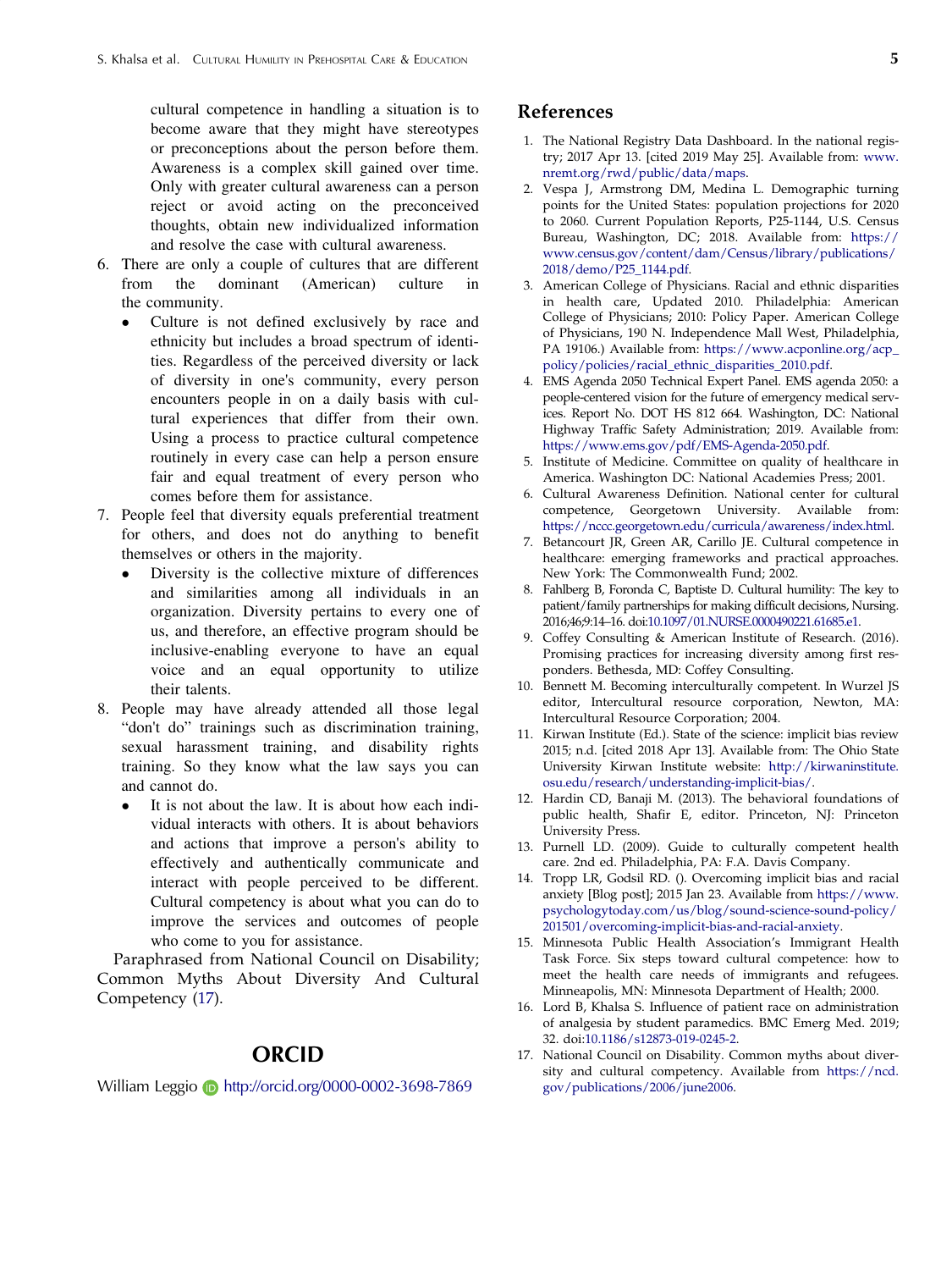cultural competence in handling a situation is to become aware that they might have stereotypes or preconceptions about the person before them. Awareness is a complex skill gained over time. Only with greater cultural awareness can a person reject or avoid acting on the preconceived thoughts, obtain new individualized information and resolve the case with cultural awareness.

6. There are only a couple of cultures that are different from the dominant (American) culture in the community.
   - Culture is not defined exclusively by race and ethnicity but includes a broad spectrum of identities. Regardless of the perceived diversity or lack of diversity in one's community, every person encounters people in on a daily basis with cultural experiences that differ from their own. Using a process to practice cultural competence routinely in every case can help a person ensure fair and equal treatment of every person who comes before them for assistance.
7. People feel that diversity equals preferential treatment for others, and does not do anything to benefit themselves or others in the majority.
   - Diversity is the collective mixture of differences and similarities among all individuals in an organization. Diversity pertains to every one of us, and therefore, an effective program should be inclusive-enabling everyone to have an equal voice and an equal opportunity to utilize their talents.
8. People may have already attended all those legal "don't do" trainings such as discrimination training, sexual harassment training, and disability rights training. So they know what the law says you can and cannot do.
   - It is not about the law. It is about how each individual interacts with others. It is about behaviors and actions that improve a person's ability to effectively and authentically communicate and interact with people perceived to be different. Cultural competency is about what you can do to improve the services and outcomes of people who come to you for assistance.

Paraphrased from National Council on Disability; Common Myths About Diversity And Cultural Competency (17).

## ORCID

William Leggio http://orcid.org/0000-0002-3698-7869

## References

1. The National Registry Data Dashboard. In the national registry; 2017 Apr 13. [cited 2019 May 25]. Available from: www.nremt.org/rwd/public/data/maps.
2. Vespa J, Armstrong DM, Medina L. Demographic turning points for the United States: population projections for 2020 to 2060. Current Population Reports, P25-1144, U.S. Census Bureau, Washington, DC; 2018. Available from: https://www.census.gov/content/dam/Census/library/publications/2018/demo/P25_1144.pdf.
3. American College of Physicians. Racial and ethnic disparities in health care, Updated 2010. Philadelphia: American College of Physicians; 2010: Policy Paper. American College of Physicians, 190 N. Independence Mall West, Philadelphia, PA 19106.) Available from: https://www.acponline.org/acp_policy/policies/racial_ethnic_disparities_2010.pdf.
4. EMS Agenda 2050 Technical Expert Panel. EMS agenda 2050: a people-centered vision for the future of emergency medical services. Report No. DOT HS 812 664. Washington, DC: National Highway Traffic Safety Administration; 2019. Available from: https://www.ems.gov/pdf/EMS-Agenda-2050.pdf.
5. Institute of Medicine. Committee on quality of healthcare in America. Washington DC: National Academies Press; 2001.
6. Cultural Awareness Definition. National center for cultural competence, Georgetown University. Available from: https://nccc.georgetown.edu/curricula/awareness/index.html.
7. Betancourt JR, Green AR, Carillo JE. Cultural competence in healthcare: emerging frameworks and practical approaches. New York: The Commonwealth Fund; 2002.
8. Fahlberg B, Foronda C, Baptiste D. Cultural humility: The key to patient/family partnerships for making difficult decisions, Nursing. 2016;46;9:14–16. doi:10.1097/01.NURSE.0000490221.61685.e1.
9. Coffey Consulting & American Institute of Research. (2016). Promising practices for increasing diversity among first responders. Bethesda, MD: Coffey Consulting.
10. Bennett M. Becoming interculturally competent. In Wurzel JS editor, Intercultural resource corporation, Newton, MA: Intercultural Resource Corporation; 2004.
11. Kirwan Institute (Ed.). State of the science: implicit bias review 2015; n.d. [cited 2018 Apr 13]. Available from: The Ohio State University Kirwan Institute website: http://kirwaninstitute.osu.edu/research/understanding-implicit-bias/.
12. Hardin CD, Banaji M. (2013). The behavioral foundations of public health, Shafir E, editor. Princeton, NJ: Princeton University Press.
13. Purnell LD. (2009). Guide to culturally competent health care. 2nd ed. Philadelphia, PA: F.A. Davis Company.
14. Tropp LR, Godsil RD. (). Overcoming implicit bias and racial anxiety [Blog post]; 2015 Jan 23. Available from https://www.psychologytoday.com/us/blog/sound-science-sound-policy/201501/overcoming-implicit-bias-and-racial-anxiety.
15. Minnesota Public Health Association's Immigrant Health Task Force. Six steps toward cultural competence: how to meet the health care needs of immigrants and refugees. Minneapolis, MN: Minnesota Department of Health; 2000.
16. Lord B, Khalsa S. Influence of patient race on administration of analgesia by student paramedics. BMC Emerg Med. 2019; 32. doi:10.1186/s12873-019-0245-2.
17. National Council on Disability. Common myths about diversity and cultural competency. Available from https://ncd.gov/publications/2006/june2006.